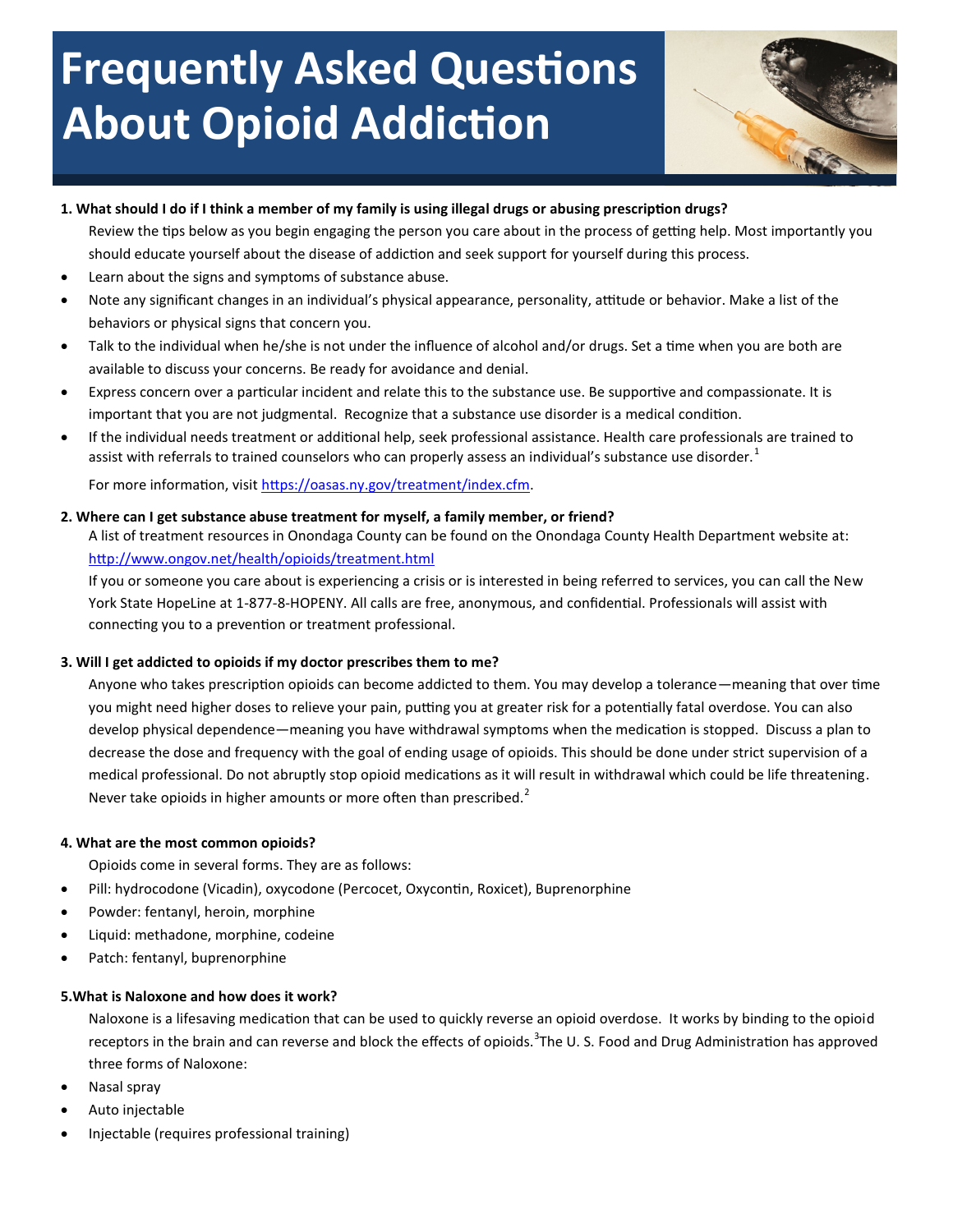# Frequently Asked Questions About Opioid Addiction

**1. What should I do if I think a member of my family is using illegal drugs or abusing prescription drugs?**

Review the tips below as you begin engaging the person you care about in the process of getting help. Most importantly you should educate yourself about the disease of addiction and seek support for yourself during this process.

- Learn about the signs and symptoms of substance abuse.
- Note any significant changes in an individual's physical appearance, personality, attitude or behavior. Make a list of the behaviors or physical signs that concern you.
- Talk to the individual when he/she is not under the influence of alcohol and/or drugs. Set a time when you are both are available to discuss your concerns. Be ready for avoidance and denial.
- Express concern over a particular incident and relate this to the substance use. Be supportive and compassionate. It is important that you are not judgmental. Recognize that a substance use disorder is a medical condition.
- If the individual needs treatment or additional help, seek professional assistance. Health care professionals are trained to assist with referrals to trained counselors who can properly assess an individual's substance use disorder.[1]

For more information, visit https://oasas.ny.gov/treatment/index.cfm.

**2. Where can I get substance abuse treatment for myself, a family member, or friend?**

A list of treatment resources in Onondaga County can be found on the Onondaga County Health Department website at: http://www.ongov.net/health/opioids/treatment.html

If you or someone you care about is experiencing a crisis or is interested in being referred to services, you can call the New York State HopeLine at 1-877-8-HOPENY. All calls are free, anonymous, and confidential. Professionals will assist with connecting you to a prevention or treatment professional.

**3. Will I get addicted to opioids if my doctor prescribes them to me?**

Anyone who takes prescription opioids can become addicted to them. You may develop a tolerance—meaning that over time you might need higher doses to relieve your pain, putting you at greater risk for a potentially fatal overdose. You can also develop physical dependence—meaning you have withdrawal symptoms when the medication is stopped. Discuss a plan to decrease the dose and frequency with the goal of ending usage of opioids. This should be done under strict supervision of a medical professional. Do not abruptly stop opioid medications as it will result in withdrawal which could be life threatening. Never take opioids in higher amounts or more often than prescribed.[2]

**4. What are the most common opioids?**

Opioids come in several forms. They are as follows:

- Pill: hydrocodone (Vicadin), oxycodone (Percocet, Oxycontin, Roxicet), Buprenorphine
- Powder: fentanyl, heroin, morphine
- Liquid: methadone, morphine, codeine
- Patch: fentanyl, buprenorphine

**5.What is Naloxone and how does it work?**

Naloxone is a lifesaving medication that can be used to quickly reverse an opioid overdose. It works by binding to the opioid receptors in the brain and can reverse and block the effects of opioids.[3]The U. S. Food and Drug Administration has approved three forms of Naloxone:

- Nasal spray
- Auto injectable
- Injectable (requires professional training)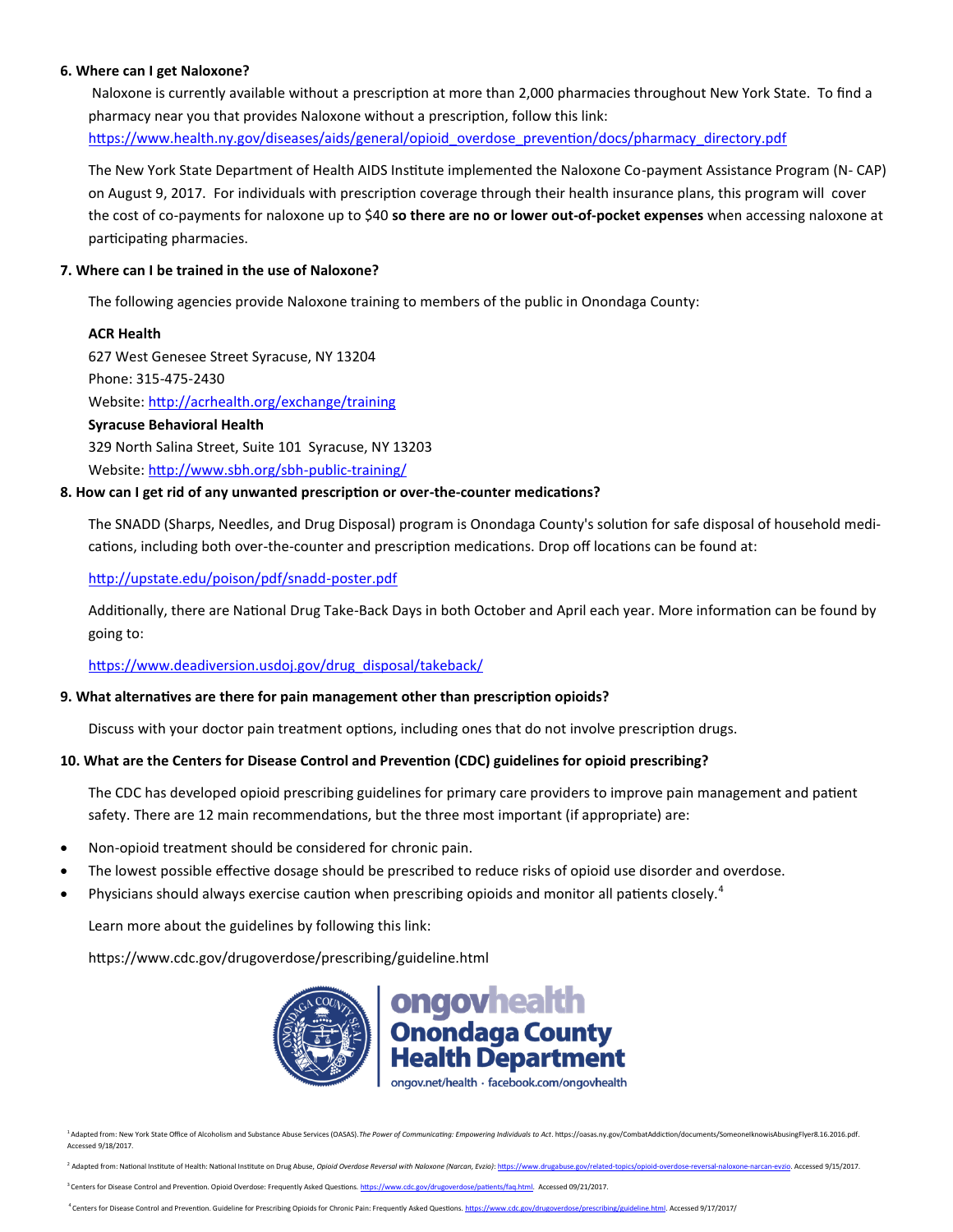**6. Where can I get Naloxone?**

Naloxone is currently available without a prescription at more than 2,000 pharmacies throughout New York State. To find a pharmacy near you that provides Naloxone without a prescription, follow this link: https://www.health.ny.gov/diseases/aids/general/opioid_overdose_prevention/docs/pharmacy_directory.pdf

The New York State Department of Health AIDS Institute implemented the Naloxone Co-payment Assistance Program (N- CAP) on August 9, 2017. For individuals with prescription coverage through their health insurance plans, this program will cover the cost of co-payments for naloxone up to $40 **so there are no or lower out-of-pocket expenses** when accessing naloxone at participating pharmacies.

**7. Where can I be trained in the use of Naloxone?**

The following agencies provide Naloxone training to members of the public in Onondaga County:

**ACR Health**
627 West Genesee Street Syracuse, NY 13204
Phone: 315-475-2430
Website: http://acrhealth.org/exchange/training

**Syracuse Behavioral Health**
329 North Salina Street, Suite 101 Syracuse, NY 13203
Website: http://www.sbh.org/sbh-public-training/

**8. How can I get rid of any unwanted prescription or over-the-counter medications?**

The SNADD (Sharps, Needles, and Drug Disposal) program is Onondaga County's solution for safe disposal of household medications, including both over-the-counter and prescription medications. Drop off locations can be found at:

http://upstate.edu/poison/pdf/snadd-poster.pdf

Additionally, there are National Drug Take-Back Days in both October and April each year. More information can be found by going to:

https://www.deadiversion.usdoj.gov/drug_disposal/takeback/

**9. What alternatives are there for pain management other than prescription opioids?**

Discuss with your doctor pain treatment options, including ones that do not involve prescription drugs.

**10. What are the Centers for Disease Control and Prevention (CDC) guidelines for opioid prescribing?**

The CDC has developed opioid prescribing guidelines for primary care providers to improve pain management and patient safety. There are 12 main recommendations, but the three most important (if appropriate) are:

- Non-opioid treatment should be considered for chronic pain.
- The lowest possible effective dosage should be prescribed to reduce risks of opioid use disorder and overdose.
- Physicians should always exercise caution when prescribing opioids and monitor all patients closely.[4]

Learn more about the guidelines by following this link:

https://www.cdc.gov/drugoverdose/prescribing/guideline.html

ongovhealth
Onondaga County Health Department
ongov.net/health · facebook.com/ongovhealth

[1] Adapted from: New York State Office of Alcoholism and Substance Abuse Services (OASAS). *The Power of Communicating: Empowering Individuals to Act*. https://oasas.ny.gov/CombatAddiction/documents/SomeoneIknowisAbusingFlyer8.16.2016.pdf. Accessed 9/18/2017.

[2] Adapted from: National Institute of Health: National Institute on Drug Abuse, *Opioid Overdose Reversal with Naloxone (Narcan, Evzio)*: https://www.drugabuse.gov/related-topics/opioid-overdose-reversal-naloxone-narcan-evzio. Accessed 9/15/2017.

[3] Centers for Disease Control and Prevention. Opioid Overdose: Frequently Asked Questions. https://www.cdc.gov/drugoverdose/patients/faq.html. Accessed 09/21/2017.

[4] Centers for Disease Control and Prevention. Guideline for Prescribing Opioids for Chronic Pain: Frequently Asked Questions. https://www.cdc.gov/drugoverdose/prescribing/guideline.html. Accessed 9/17/2017/